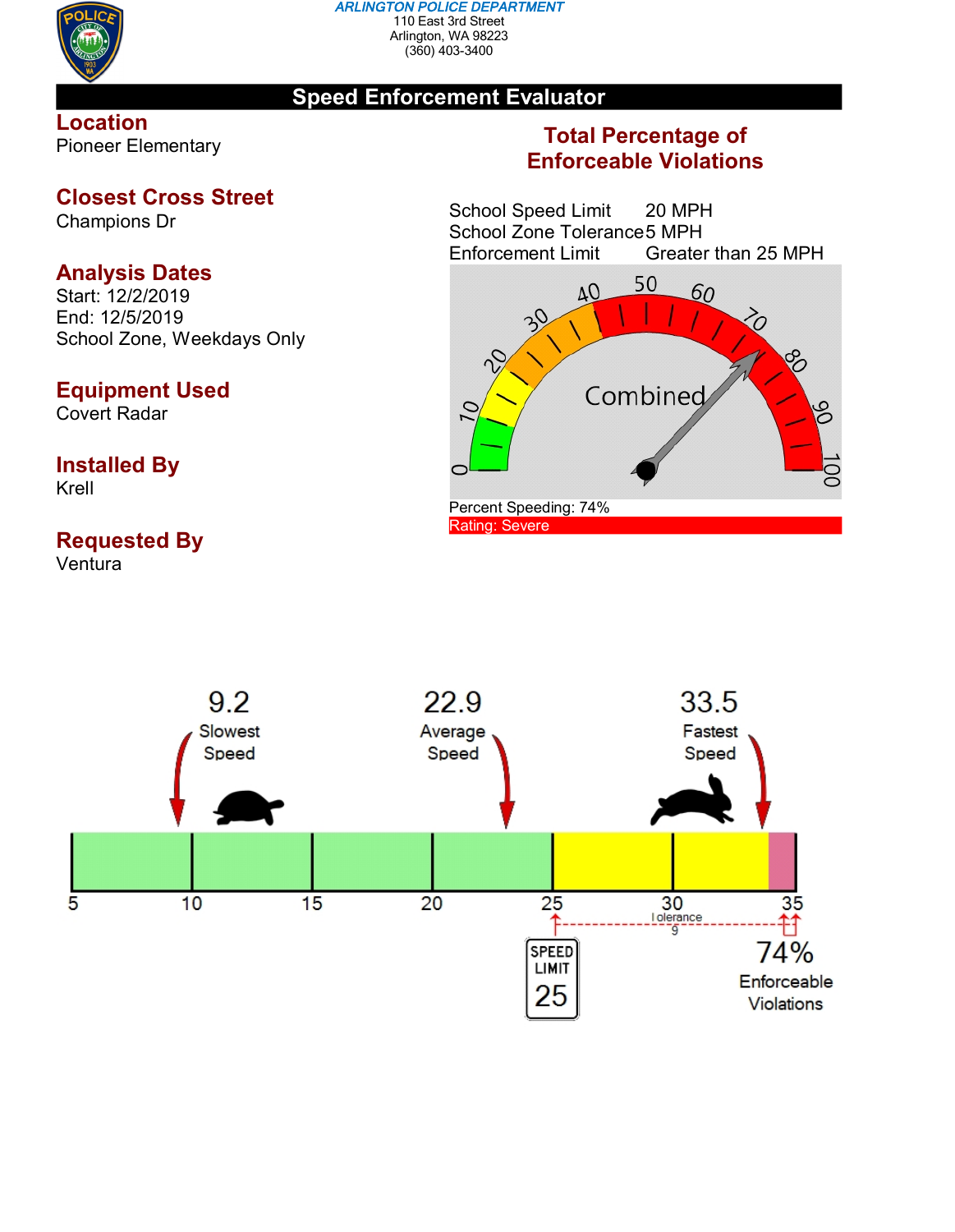ARLINGTON POLICE DEPARTMENT
110 East 3rd Street
Arlington, WA 98223
(360) 403-3400

# Speed Enforcement Evaluator

## Location
Pioneer Elementary

## Closest Cross Street
Champions Dr

## Analysis Dates
Start: 12/2/2019
End: 12/5/2019
School Zone, Weekdays Only

## Equipment Used
Covert Radar

## Installed By
Krell

## Requested By
Ventura

## Total Percentage of Enforceable Violations

| | |
|---|---|
| School Speed Limit | 20 MPH |
| School Zone Tolerance | 5 MPH |
| Enforcement Limit | Greater than 25 MPH |

Combined

Percent Speeding: 74%

Rating: Severe

| 9.2 | 22.9 | 33.5 |
|---|---|---|
| Slowest Speed | Average Speed | Fastest Speed |

Speed scale: 5, 10, 15, 20, 25, 30, 35

Tolerance 9

SPEED LIMIT 25

74% Enforceable Violations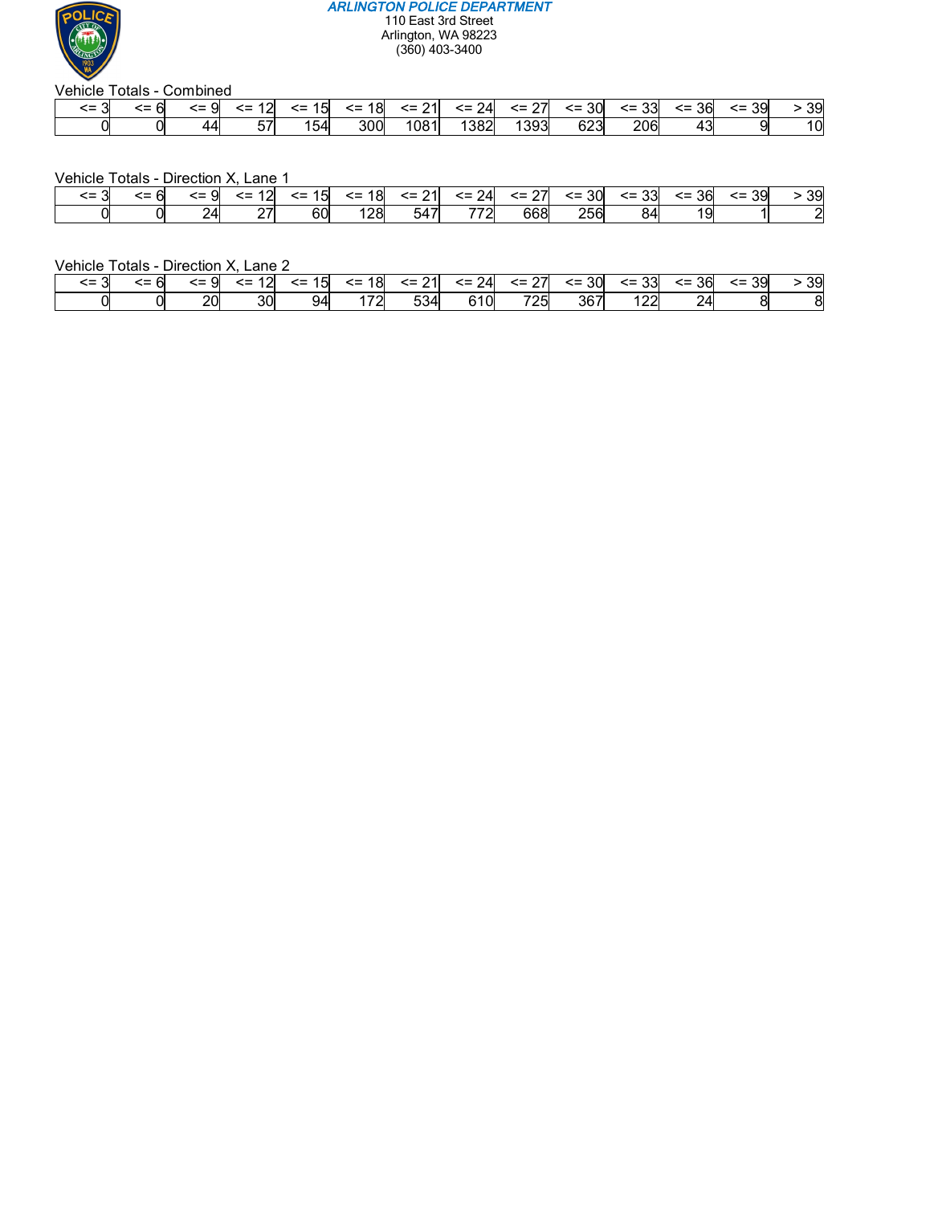**ARLINGTON POLICE DEPARTMENT**
110 East 3rd Street
Arlington, WA 98223
(360) 403-3400

Vehicle Totals - Combined

| <= 3 | <= 6 | <= 9 | <= 12 | <= 15 | <= 18 | <= 21 | <= 24 | <= 27 | <= 30 | <= 33 | <= 36 | <= 39 | > 39 |
|---|---|---|---|---|---|---|---|---|---|---|---|---|---|
| 0 | 0 | 44 | 57 | 154 | 300 | 1081 | 1382 | 1393 | 623 | 206 | 43 | 9 | 10 |

Vehicle Totals - Direction X, Lane 1

| <= 3 | <= 6 | <= 9 | <= 12 | <= 15 | <= 18 | <= 21 | <= 24 | <= 27 | <= 30 | <= 33 | <= 36 | <= 39 | > 39 |
|---|---|---|---|---|---|---|---|---|---|---|---|---|---|
| 0 | 0 | 24 | 27 | 60 | 128 | 547 | 772 | 668 | 256 | 84 | 19 | 1 | 2 |

Vehicle Totals - Direction X, Lane 2

| <= 3 | <= 6 | <= 9 | <= 12 | <= 15 | <= 18 | <= 21 | <= 24 | <= 27 | <= 30 | <= 33 | <= 36 | <= 39 | > 39 |
|---|---|---|---|---|---|---|---|---|---|---|---|---|---|
| 0 | 0 | 20 | 30 | 94 | 172 | 534 | 610 | 725 | 367 | 122 | 24 | 8 | 8 |